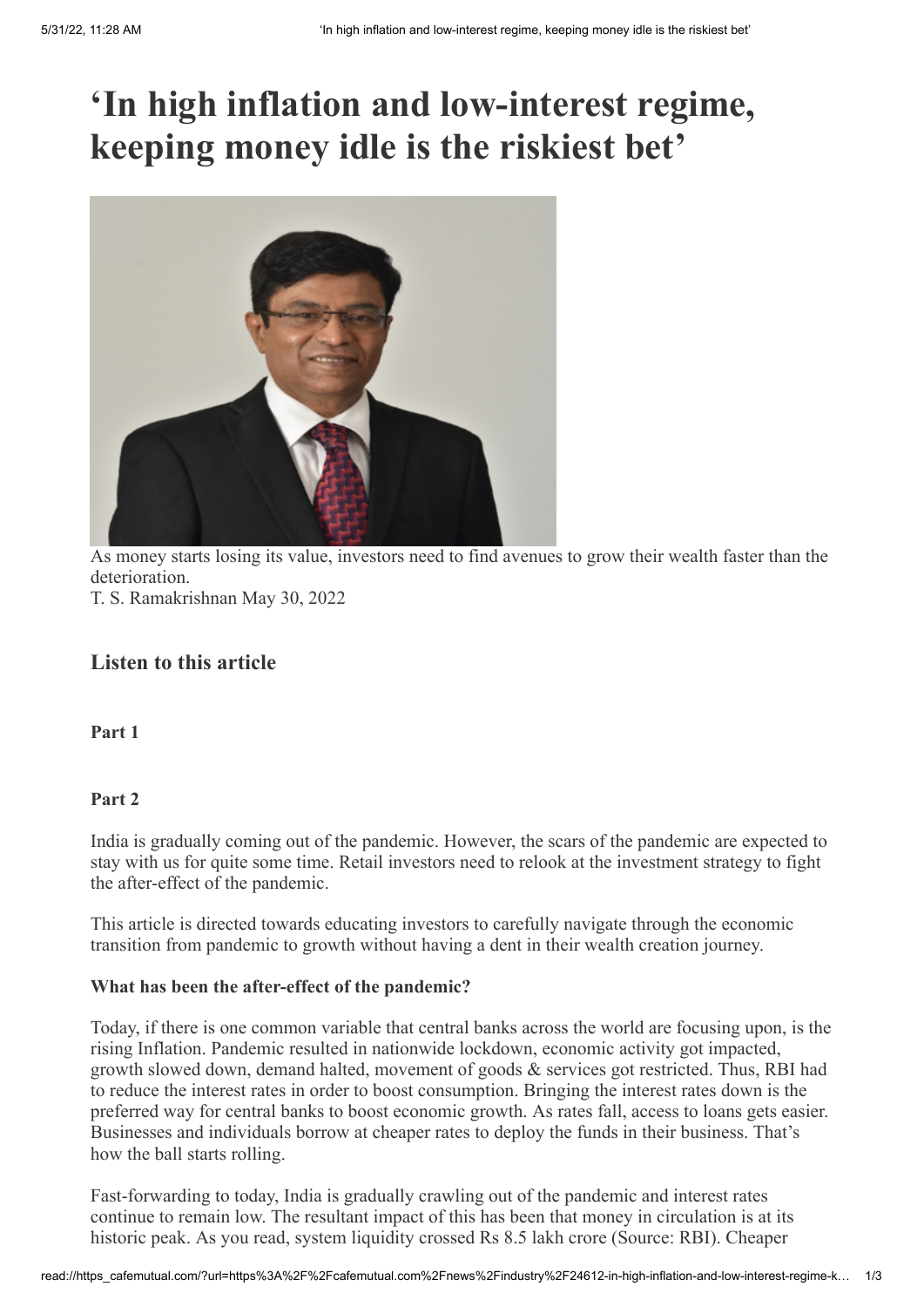# ‘In high inflation and low-interest regime, keeping money idle is the riskiest bet’

As money starts losing its value, investors need to find avenues to grow their wealth faster than the deterioration.

T. S. Ramakrishnan May 30, 2022

### Listen to this article

**Part 1**

**Part 2**

India is gradually coming out of the pandemic. However, the scars of the pandemic are expected to stay with us for quite some time. Retail investors need to relook at the investment strategy to fight the after-effect of the pandemic.

This article is directed towards educating investors to carefully navigate through the economic transition from pandemic to growth without having a dent in their wealth creation journey.

**What has been the after-effect of the pandemic?**

Today, if there is one common variable that central banks across the world are focusing upon, is the rising Inflation. Pandemic resulted in nationwide lockdown, economic activity got impacted, growth slowed down, demand halted, movement of goods & services got restricted. Thus, RBI had to reduce the interest rates in order to boost consumption. Bringing the interest rates down is the preferred way for central banks to boost economic growth. As rates fall, access to loans gets easier. Businesses and individuals borrow at cheaper rates to deploy the funds in their business. That’s how the ball starts rolling.

Fast-forwarding to today, India is gradually crawling out of the pandemic and interest rates continue to remain low. The resultant impact of this has been that money in circulation is at its historic peak. As you read, system liquidity crossed Rs 8.5 lakh crore (Source: RBI). Cheaper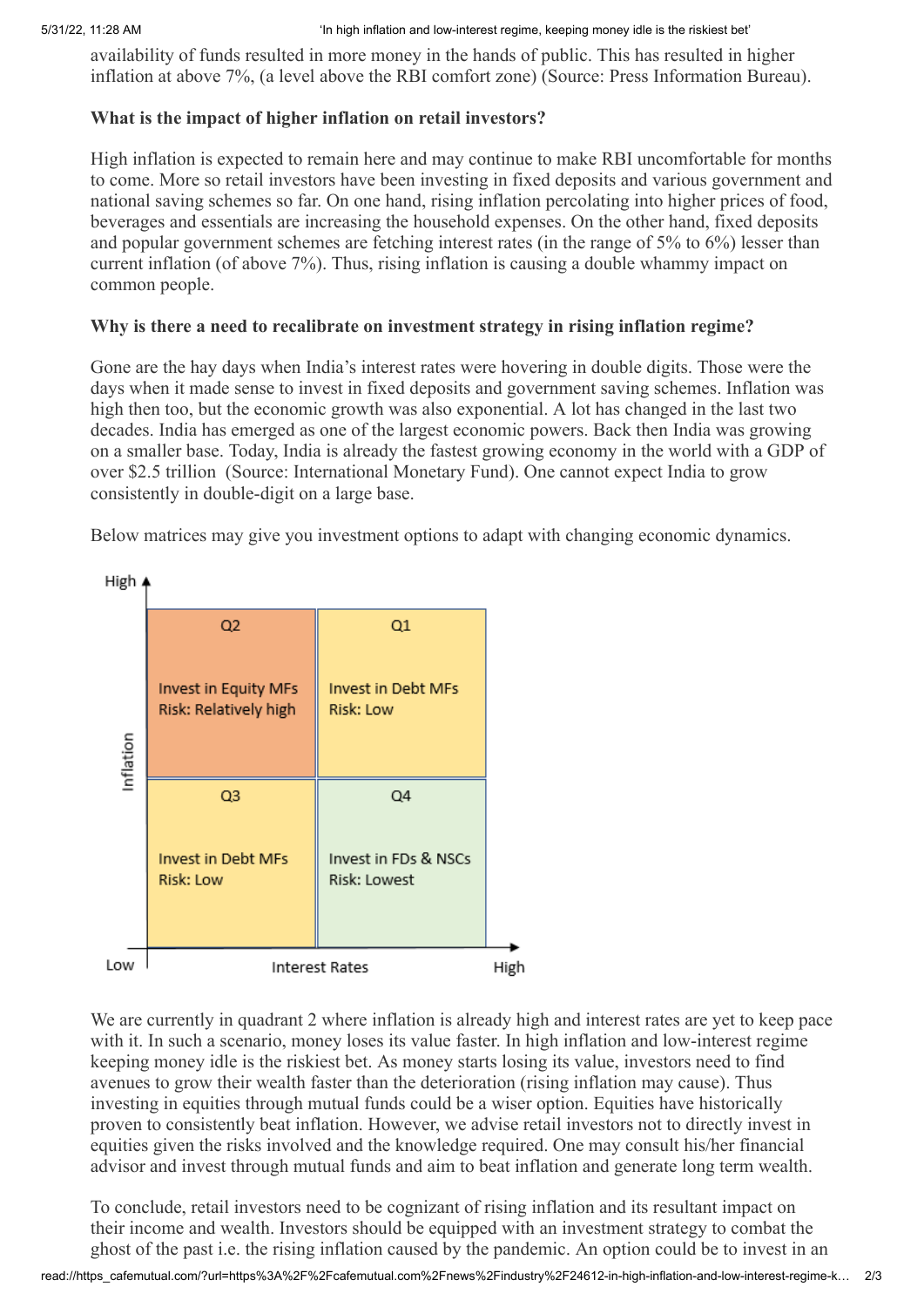availability of funds resulted in more money in the hands of public. This has resulted in higher inflation at above 7%, (a level above the RBI comfort zone) (Source: Press Information Bureau).

**What is the impact of higher inflation on retail investors?**

High inflation is expected to remain here and may continue to make RBI uncomfortable for months to come. More so retail investors have been investing in fixed deposits and various government and national saving schemes so far. On one hand, rising inflation percolating into higher prices of food, beverages and essentials are increasing the household expenses. On the other hand, fixed deposits and popular government schemes are fetching interest rates (in the range of 5% to 6%) lesser than current inflation (of above 7%). Thus, rising inflation is causing a double whammy impact on common people.

**Why is there a need to recalibrate on investment strategy in rising inflation regime?**

Gone are the hay days when India's interest rates were hovering in double digits. Those were the days when it made sense to invest in fixed deposits and government saving schemes. Inflation was high then too, but the economic growth was also exponential. A lot has changed in the last two decades. India has emerged as one of the largest economic powers. Back then India was growing on a smaller base. Today, India is already the fastest growing economy in the world with a GDP of over $2.5 trillion (Source: International Monetary Fund). One cannot expect India to grow consistently in double-digit on a large base.

Below matrices may give you investment options to adapt with changing economic dynamics.

| Inflation \ Interest Rates | Low | High |
|---|---|---|
| High | Q2<br>Invest in Equity MFs<br>Risk: Relatively high | Q1<br>Invest in Debt MFs<br>Risk: Low |
| Low | Q3<br>Invest in Debt MFs<br>Risk: Low | Q4<br>Invest in FDs & NSCs<br>Risk: Lowest |

We are currently in quadrant 2 where inflation is already high and interest rates are yet to keep pace with it. In such a scenario, money loses its value faster. In high inflation and low-interest regime keeping money idle is the riskiest bet. As money starts losing its value, investors need to find avenues to grow their wealth faster than the deterioration (rising inflation may cause). Thus investing in equities through mutual funds could be a wiser option. Equities have historically proven to consistently beat inflation. However, we advise retail investors not to directly invest in equities given the risks involved and the knowledge required. One may consult his/her financial advisor and invest through mutual funds and aim to beat inflation and generate long term wealth.

To conclude, retail investors need to be cognizant of rising inflation and its resultant impact on their income and wealth. Investors should be equipped with an investment strategy to combat the ghost of the past i.e. the rising inflation caused by the pandemic. An option could be to invest in an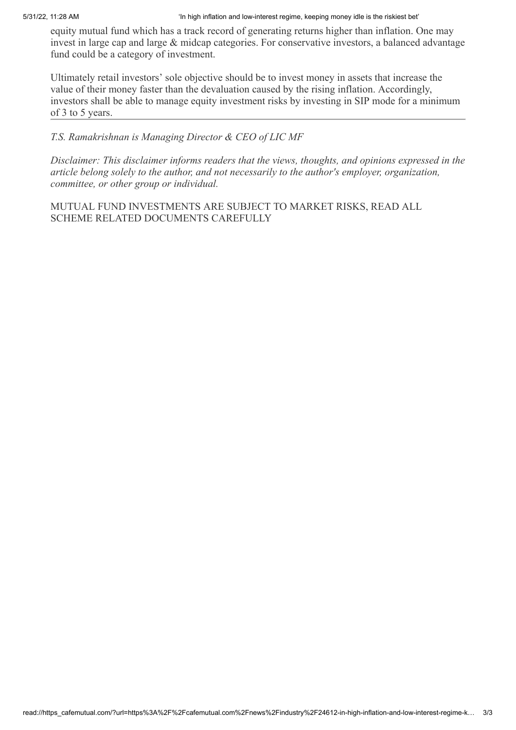equity mutual fund which has a track record of generating returns higher than inflation. One may invest in large cap and large & midcap categories. For conservative investors, a balanced advantage fund could be a category of investment.

Ultimately retail investors' sole objective should be to invest money in assets that increase the value of their money faster than the devaluation caused by the rising inflation. Accordingly, investors shall be able to manage equity investment risks by investing in SIP mode for a minimum of 3 to 5 years.

---

*T.S. Ramakrishnan is Managing Director & CEO of LIC MF*

*Disclaimer: This disclaimer informs readers that the views, thoughts, and opinions expressed in the article belong solely to the author, and not necessarily to the author's employer, organization, committee, or other group or individual.*

MUTUAL FUND INVESTMENTS ARE SUBJECT TO MARKET RISKS, READ ALL SCHEME RELATED DOCUMENTS CAREFULLY